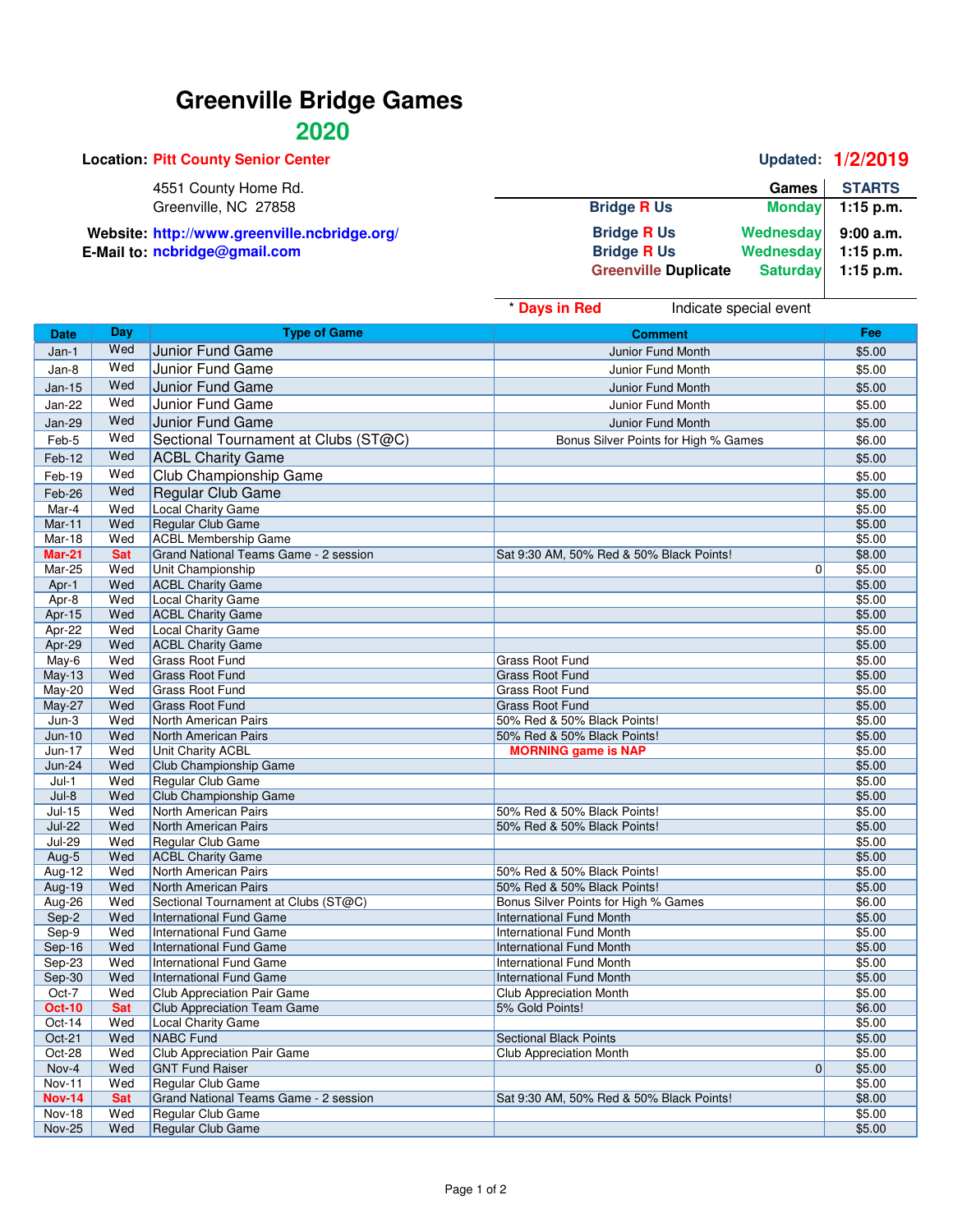# Greenville Bridge Games

## 2020

**Location:** Pitt County Senior Center

4551 County Home Rd.
Greenville, NC 27858

**Website:** http://www.greenville.ncbridge.org/
**E-Mail to:** ncbridge@gmail.com

**Updated:** 1/2/2019

| Games | | STARTS |
|---|---|---|
| Bridge R Us | Monday | 1:15 p.m. |
| Bridge R Us | Wednesday | 9:00 a.m. |
| Bridge R Us | Wednesday | 1:15 p.m. |
| Greenville Duplicate | Saturday | 1:15 p.m. |

\* Days in Red Indicate special event

| Date | Day | Type of Game | Comment | Fee |
|---|---|---|---|---|
| Jan-1 | Wed | Junior Fund Game | Junior Fund Month | $5.00 |
| Jan-8 | Wed | Junior Fund Game | Junior Fund Month | $5.00 |
| Jan-15 | Wed | Junior Fund Game | Junior Fund Month | $5.00 |
| Jan-22 | Wed | Junior Fund Game | Junior Fund Month | $5.00 |
| Jan-29 | Wed | Junior Fund Game | Junior Fund Month | $5.00 |
| Feb-5 | Wed | Sectional Tournament at Clubs (ST@C) | Bonus Silver Points for High % Games | $6.00 |
| Feb-12 | Wed | ACBL Charity Game | | $5.00 |
| Feb-19 | Wed | Club Championship Game | | $5.00 |
| Feb-26 | Wed | Regular Club Game | | $5.00 |
| Mar-4 | Wed | Local Charity Game | | $5.00 |
| Mar-11 | Wed | Regular Club Game | | $5.00 |
| Mar-18 | Wed | ACBL Membership Game | | $5.00 |
| Mar-21 | Sat | Grand National Teams Game - 2 session | Sat 9:30 AM, 50% Red & 50% Black Points! | $8.00 |
| Mar-25 | Wed | Unit Championship | 0 | $5.00 |
| Apr-1 | Wed | ACBL Charity Game | | $5.00 |
| Apr-8 | Wed | Local Charity Game | | $5.00 |
| Apr-15 | Wed | ACBL Charity Game | | $5.00 |
| Apr-22 | Wed | Local Charity Game | | $5.00 |
| Apr-29 | Wed | ACBL Charity Game | | $5.00 |
| May-6 | Wed | Grass Root Fund | Grass Root Fund | $5.00 |
| May-13 | Wed | Grass Root Fund | Grass Root Fund | $5.00 |
| May-20 | Wed | Grass Root Fund | Grass Root Fund | $5.00 |
| May-27 | Wed | Grass Root Fund | Grass Root Fund | $5.00 |
| Jun-3 | Wed | North American Pairs | 50% Red & 50% Black Points! | $5.00 |
| Jun-10 | Wed | North American Pairs | 50% Red & 50% Black Points! | $5.00 |
| Jun-17 | Wed | Unit Charity ACBL | MORNING game is NAP | $5.00 |
| Jun-24 | Wed | Club Championship Game | | $5.00 |
| Jul-1 | Wed | Regular Club Game | | $5.00 |
| Jul-8 | Wed | Club Championship Game | | $5.00 |
| Jul-15 | Wed | North American Pairs | 50% Red & 50% Black Points! | $5.00 |
| Jul-22 | Wed | North American Pairs | 50% Red & 50% Black Points! | $5.00 |
| Jul-29 | Wed | Regular Club Game | | $5.00 |
| Aug-5 | Wed | ACBL Charity Game | | $5.00 |
| Aug-12 | Wed | North American Pairs | 50% Red & 50% Black Points! | $5.00 |
| Aug-19 | Wed | North American Pairs | 50% Red & 50% Black Points! | $5.00 |
| Aug-26 | Wed | Sectional Tournament at Clubs (ST@C) | Bonus Silver Points for High % Games | $6.00 |
| Sep-2 | Wed | International Fund Game | International Fund Month | $5.00 |
| Sep-9 | Wed | International Fund Game | International Fund Month | $5.00 |
| Sep-16 | Wed | International Fund Game | International Fund Month | $5.00 |
| Sep-23 | Wed | International Fund Game | International Fund Month | $5.00 |
| Sep-30 | Wed | International Fund Game | International Fund Month | $5.00 |
| Oct-7 | Wed | Club Appreciation Pair Game | Club Appreciation Month | $5.00 |
| Oct-10 | Sat | Club Appreciation Team Game | 5% Gold Points! | $6.00 |
| Oct-14 | Wed | Local Charity Game | | $5.00 |
| Oct-21 | Wed | NABC Fund | Sectional Black Points | $5.00 |
| Oct-28 | Wed | Club Appreciation Pair Game | Club Appreciation Month | $5.00 |
| Nov-4 | Wed | GNT Fund Raiser | 0 | $5.00 |
| Nov-11 | Wed | Regular Club Game | | $5.00 |
| Nov-14 | Sat | Grand National Teams Game - 2 session | Sat 9:30 AM, 50% Red & 50% Black Points! | $8.00 |
| Nov-18 | Wed | Regular Club Game | | $5.00 |
| Nov-25 | Wed | Regular Club Game | | $5.00 |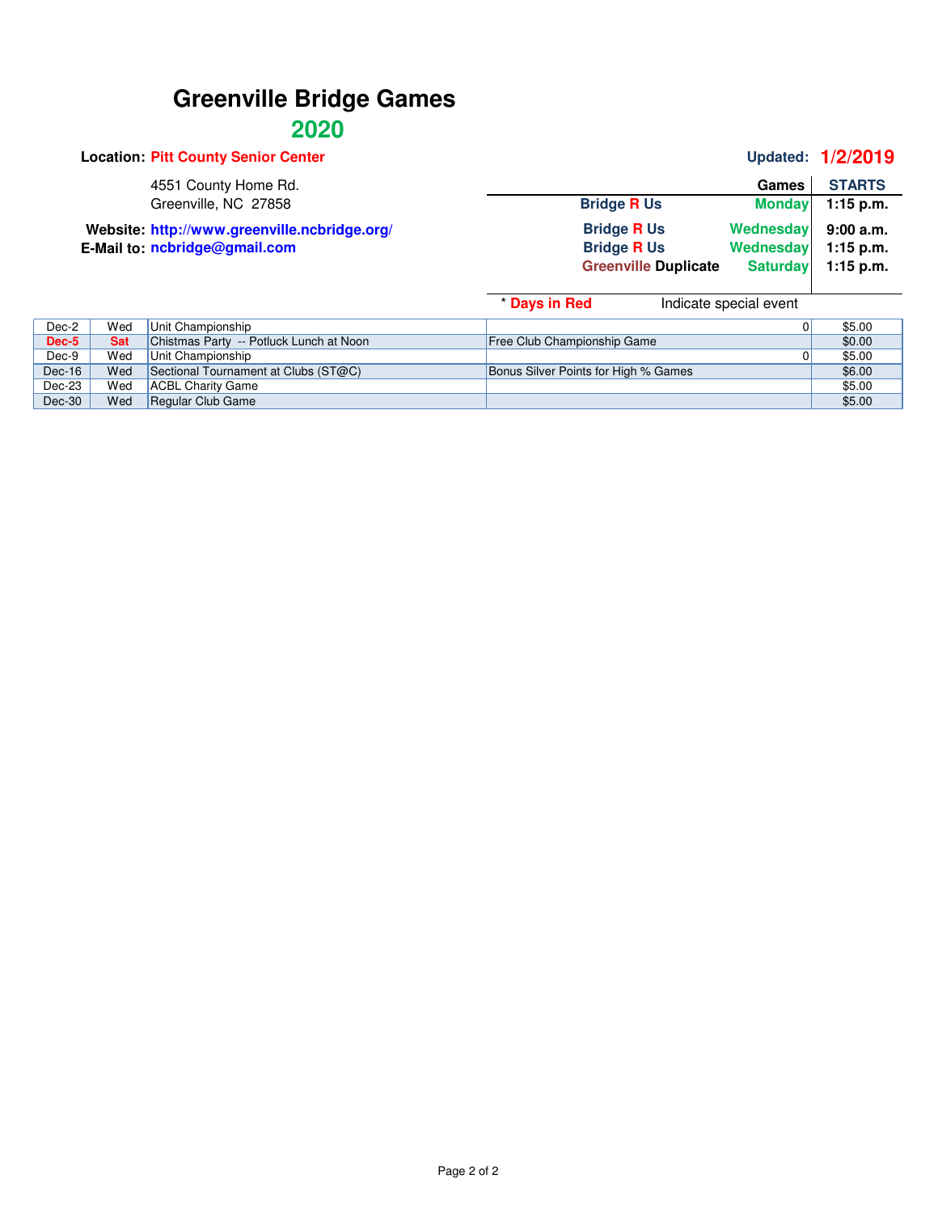# Greenville Bridge Games

## 2020

**Location:** **Pitt County Senior Center**

4551 County Home Rd.
Greenville, NC 27858

**Website:** **http://www.greenville.ncbridge.org/**
**E-Mail to:** **ncbridge@gmail.com**

**Updated:** **1/2/2019**

| | Games | STARTS |
|---|---|---|
| **Bridge R Us** | **Monday** | **1:15 p.m.** |
| **Bridge R Us** | **Wednesday** | **9:00 a.m.** |
| **Bridge R Us** | **Wednesday** | **1:15 p.m.** |
| **Greenville Duplicate** | **Saturday** | **1:15 p.m.** |

\* **Days in Red** Indicate special event

| | | | | |
|---|---|---|---|---|
| Dec-2 | Wed | Unit Championship | 0 | $5.00 |
| **Dec-5** | **Sat** | Chistmas Party -- Potluck Lunch at Noon | Free Club Championship Game | $0.00 |
| Dec-9 | Wed | Unit Championship | 0 | $5.00 |
| Dec-16 | Wed | Sectional Tournament at Clubs (ST@C) | Bonus Silver Points for High % Games | $6.00 |
| Dec-23 | Wed | ACBL Charity Game | | $5.00 |
| Dec-30 | Wed | Regular Club Game | | $5.00 |